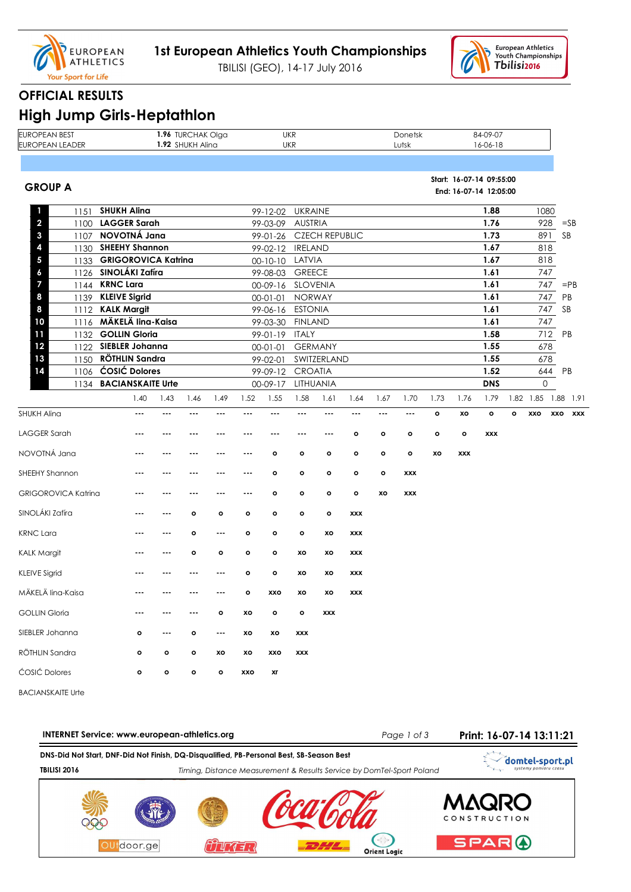# 1st European Athletics Youth Championships

TBILISI (GEO), 14-17 July 2016

## OFFICIAL RESULTS

## High Jump Girls-Heptathlon

| | | | | | |
|---|---|---|---|---|---|
| EUROPEAN BEST | **1.96** TURCHAK Olga | UKR | Donetsk | 84-09-07 |
| EUROPEAN LEADER | **1.92** SHUKH Alina | UKR | Lutsk | 16-06-18 |

### GROUP A

**Start: 16-07-14 09:55:00**
**End: 16-07-14 12:05:00**

| Rank | Bib | Name | DOB | Country | Result | Points | |
|---|---|---|---|---|---|---|---|
| 1 | 1151 | **SHUKH Alina** | 99-12-02 | UKRAINE | **1.88** | 1080 | |
| 2 | 1100 | **LAGGER Sarah** | 99-03-09 | AUSTRIA | **1.76** | 928 | =SB |
| 3 | 1107 | **NOVOTNÁ Jana** | 99-01-26 | CZECH REPUBLIC | **1.73** | 891 | SB |
| 4 | 1130 | **SHEEHY Shannon** | 99-02-12 | IRELAND | **1.67** | 818 | |
| 5 | 1133 | **GRIGOROVICA Katrina** | 00-10-10 | LATVIA | **1.67** | 818 | |
| 6 | 1126 | **SINOLÁKI Zafíra** | 99-08-03 | GREECE | **1.61** | 747 | |
| 7 | 1144 | **KRNC Lara** | 00-09-16 | SLOVENIA | **1.61** | 747 | =PB |
| 8 | 1139 | **KLEIVE Sigrid** | 00-01-01 | NORWAY | **1.61** | 747 | PB |
| 8 | 1112 | **KALK Margit** | 99-06-16 | ESTONIA | **1.61** | 747 | SB |
| 10 | 1116 | **MÄKELÄ Iina-Kaisa** | 99-03-30 | FINLAND | **1.61** | 747 | |
| 11 | 1132 | **GOLLIN Gloria** | 99-01-19 | ITALY | **1.58** | 712 | PB |
| 12 | 1122 | **SIEBLER Johanna** | 00-01-01 | GERMANY | **1.55** | 678 | |
| 13 | 1150 | **RÖTHLIN Sandra** | 99-02-01 | SWITZERLAND | **1.55** | 678 | |
| 14 | 1106 | **ĆOSIĆ Dolores** | 99-09-12 | CROATIA | **1.52** | 644 | PB |
| | 1134 | **BACIANSKAITE Urte** | 00-09-17 | LITHUANIA | **DNS** | 0 | |

| Name | 1.40 | 1.43 | 1.46 | 1.49 | 1.52 | 1.55 | 1.58 | 1.61 | 1.64 | 1.67 | 1.70 | 1.73 | 1.76 | 1.79 | 1.82 | 1.85 | 1.88 | 1.91 |
|---|---|---|---|---|---|---|---|---|---|---|---|---|---|---|---|---|---|---|
| SHUKH Alina | --- | --- | --- | --- | --- | --- | --- | --- | --- | --- | --- | o | xo | o | o | xxo | xxo | xxx |
| LAGGER Sarah | --- | --- | --- | --- | --- | --- | --- | --- | o | o | o | o | o | xxx | | | | |
| NOVOTNÁ Jana | --- | --- | --- | --- | --- | o | o | o | o | o | o | xo | xxx | | | | | |
| SHEEHY Shannon | --- | --- | --- | --- | --- | o | o | o | o | o | xxx | | | | | | | |
| GRIGOROVICA Katrina | --- | --- | --- | --- | --- | o | o | o | o | xo | xxx | | | | | | | |
| SINOLÁKI Zafíra | --- | --- | o | o | o | o | o | o | xxx | | | | | | | | | |
| KRNC Lara | --- | --- | o | --- | o | o | o | xo | xxx | | | | | | | | | |
| KALK Margit | --- | --- | o | o | o | o | xo | xo | xxx | | | | | | | | | |
| KLEIVE Sigrid | --- | --- | --- | --- | o | o | xo | xo | xxx | | | | | | | | | |
| MÄKELÄ Iina-Kaisa | --- | --- | --- | --- | o | xxo | xo | xo | xxx | | | | | | | | | |
| GOLLIN Gloria | --- | --- | --- | o | xo | o | o | xxx | | | | | | | | | | |
| SIEBLER Johanna | o | --- | o | --- | xo | xo | xxx | | | | | | | | | | | |
| RÖTHLIN Sandra | o | o | o | xo | xo | xxo | xxx | | | | | | | | | | | |
| ĆOSIĆ Dolores | o | o | o | o | xxo | xr | | | | | | | | | | | | |
| BACIANSKAITE Urte | | | | | | | | | | | | | | | | | | |

**INTERNET Service: www.european-athletics.org**

**Print: 16-07-14 13:11:21**

**DNS-Did Not Start, DNF-Did Not Finish, DQ-Disqualified, PB-Personal Best, SB-Season Best**

**TBILISI 2016** *Timing, Distance Measurement & Results Service by DomTel-Sport Poland*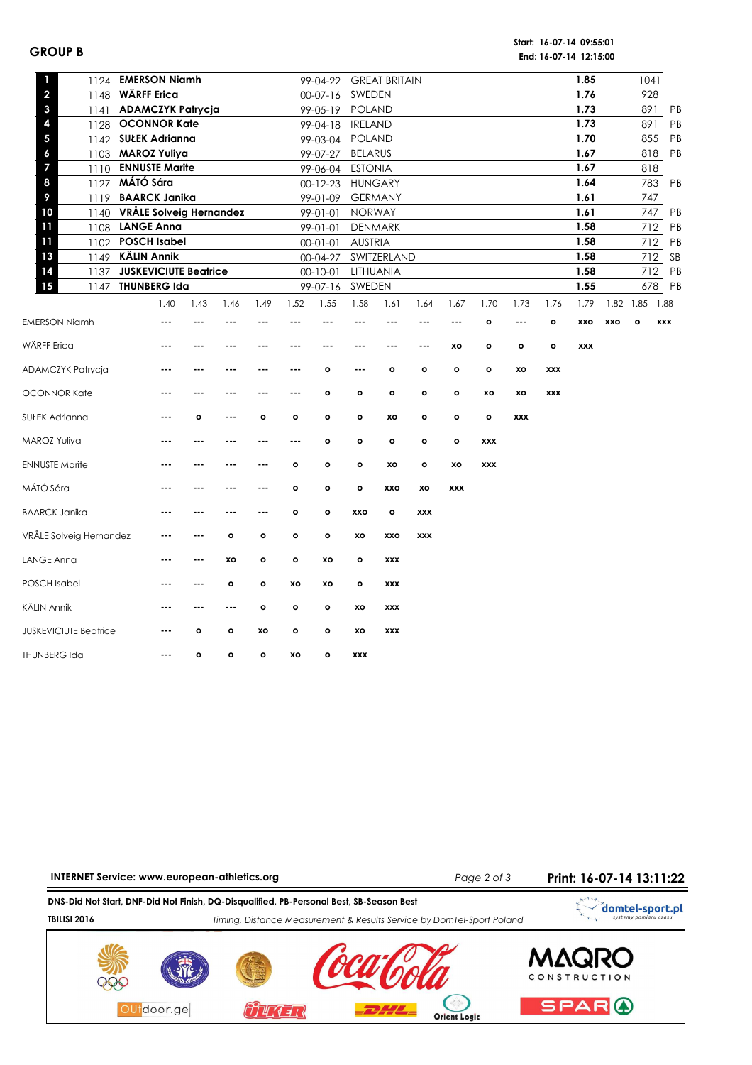## GROUP B

**Start: 16-07-14 09:55:01**
**End: 16-07-14 12:15:00**

| Rank | Bib | Name | Date of Birth | Country | Result | Points | |
|---|---|---|---|---|---|---|---|
| 1 | 1124 | **EMERSON Niamh** | 99-04-22 | GREAT BRITAIN | **1.85** | 1041 | |
| 2 | 1148 | **WÄRFF Erica** | 00-07-16 | SWEDEN | **1.76** | 928 | |
| 3 | 1141 | **ADAMCZYK Patrycja** | 99-05-19 | POLAND | **1.73** | 891 | PB |
| 4 | 1128 | **OCONNOR Kate** | 99-04-18 | IRELAND | **1.73** | 891 | PB |
| 5 | 1142 | **SUŁEK Adrianna** | 99-03-04 | POLAND | **1.70** | 855 | PB |
| 6 | 1103 | **MAROZ Yuliya** | 99-07-27 | BELARUS | **1.67** | 818 | PB |
| 7 | 1110 | **ENNUSTE Marite** | 99-06-04 | ESTONIA | **1.67** | 818 | |
| 8 | 1127 | **MÁTÓ Sára** | 00-12-23 | HUNGARY | **1.64** | 783 | PB |
| 9 | 1119 | **BAARCK Janika** | 99-01-09 | GERMANY | **1.61** | 747 | |
| 10 | 1140 | **VRÅLE Solveig Hernandez** | 99-01-01 | NORWAY | **1.61** | 747 | PB |
| 11 | 1108 | **LANGE Anna** | 99-01-01 | DENMARK | **1.58** | 712 | PB |
| 11 | 1102 | **POSCH Isabel** | 00-01-01 | AUSTRIA | **1.58** | 712 | PB |
| 13 | 1149 | **KÄLIN Annik** | 00-04-27 | SWITZERLAND | **1.58** | 712 | SB |
| 14 | 1137 | **JUSKEVICIUTE Beatrice** | 00-10-01 | LITHUANIA | **1.58** | 712 | PB |
| 15 | 1147 | **THUNBERG Ida** | 99-07-16 | SWEDEN | **1.55** | 678 | PB |

| Name | 1.40 | 1.43 | 1.46 | 1.49 | 1.52 | 1.55 | 1.58 | 1.61 | 1.64 | 1.67 | 1.70 | 1.73 | 1.76 | 1.79 | 1.82 | 1.85 | 1.88 |
|---|---|---|---|---|---|---|---|---|---|---|---|---|---|---|---|---|---|
| EMERSON Niamh | --- | --- | --- | --- | --- | --- | --- | --- | --- | --- | o | --- | o | xxo | xxo | o | xxx |
| WÄRFF Erica | --- | --- | --- | --- | --- | --- | --- | --- | --- | xo | o | o | o | xxx | | | |
| ADAMCZYK Patrycja | --- | --- | --- | --- | --- | o | --- | o | o | o | o | xo | xxx | | | | |
| OCONNOR Kate | --- | --- | --- | --- | --- | o | o | o | o | o | xo | xo | xxx | | | | |
| SUŁEK Adrianna | --- | o | --- | o | o | o | o | xo | o | o | o | xxx | | | | | |
| MAROZ Yuliya | --- | --- | --- | --- | --- | o | o | o | o | o | xxx | | | | | | |
| ENNUSTE Marite | --- | --- | --- | --- | o | o | o | xo | o | xo | xxx | | | | | | |
| MÁTÓ Sára | --- | --- | --- | --- | o | o | o | xxo | xo | xxx | | | | | | | |
| BAARCK Janika | --- | --- | --- | --- | o | o | xxo | o | xxx | | | | | | | | |
| VRÅLE Solveig Hernandez | --- | --- | o | o | o | o | xo | xxo | xxx | | | | | | | | |
| LANGE Anna | --- | --- | xo | o | o | xo | o | xxx | | | | | | | | | |
| POSCH Isabel | --- | --- | o | o | xo | xo | o | xxx | | | | | | | | | |
| KÄLIN Annik | --- | --- | --- | o | o | o | xo | xxx | | | | | | | | | |
| JUSKEVICIUTE Beatrice | --- | o | o | xo | o | o | xo | xxx | | | | | | | | | |
| THUNBERG Ida | --- | o | o | o | xo | o | xxx | | | | | | | | | | |

**DNS-Did Not Start, DNF-Did Not Finish, DQ-Disqualified, PB-Personal Best, SB-Season Best**

*Timing, Distance Measurement & Results Service by DomTel-Sport Poland*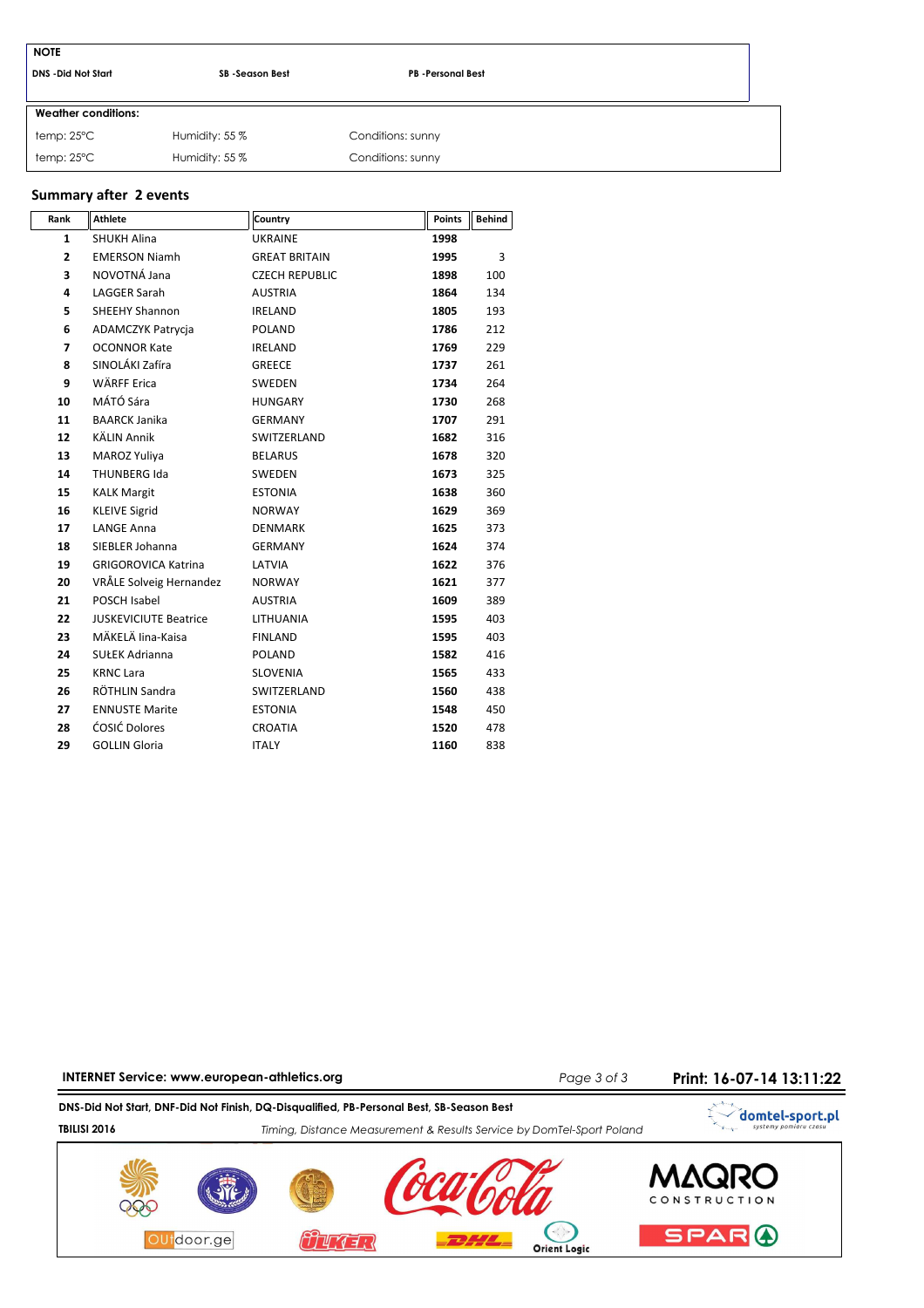| NOTE | | |
|---|---|---|
| DNS -Did Not Start | SB -Season Best | PB -Personal Best |

| Weather conditions: | | |
|---|---|---|
| temp: 25°C | Humidity: 55 % | Conditions: sunny |
| temp: 25°C | Humidity: 55 % | Conditions: sunny |

## Summary after 2 events

| Rank | Athlete | Country | Points | Behind |
|---|---|---|---|---|
| 1 | SHUKH Alina | UKRAINE | 1998 | |
| 2 | EMERSON Niamh | GREAT BRITAIN | 1995 | 3 |
| 3 | NOVOTNÁ Jana | CZECH REPUBLIC | 1898 | 100 |
| 4 | LAGGER Sarah | AUSTRIA | 1864 | 134 |
| 5 | SHEEHY Shannon | IRELAND | 1805 | 193 |
| 6 | ADAMCZYK Patrycja | POLAND | 1786 | 212 |
| 7 | OCONNOR Kate | IRELAND | 1769 | 229 |
| 8 | SINOLÁKI Zafíra | GREECE | 1737 | 261 |
| 9 | WÄRFF Erica | SWEDEN | 1734 | 264 |
| 10 | MÁTÓ Sára | HUNGARY | 1730 | 268 |
| 11 | BAARCK Janika | GERMANY | 1707 | 291 |
| 12 | KÄLIN Annik | SWITZERLAND | 1682 | 316 |
| 13 | MAROZ Yuliya | BELARUS | 1678 | 320 |
| 14 | THUNBERG Ida | SWEDEN | 1673 | 325 |
| 15 | KALK Margit | ESTONIA | 1638 | 360 |
| 16 | KLEIVE Sigrid | NORWAY | 1629 | 369 |
| 17 | LANGE Anna | DENMARK | 1625 | 373 |
| 18 | SIEBLER Johanna | GERMANY | 1624 | 374 |
| 19 | GRIGOROVICA Katrina | LATVIA | 1622 | 376 |
| 20 | VRÅLE Solveig Hernandez | NORWAY | 1621 | 377 |
| 21 | POSCH Isabel | AUSTRIA | 1609 | 389 |
| 22 | JUSKEVICIUTE Beatrice | LITHUANIA | 1595 | 403 |
| 23 | MÄKELÄ Iina-Kaisa | FINLAND | 1595 | 403 |
| 24 | SUŁEK Adrianna | POLAND | 1582 | 416 |
| 25 | KRNC Lara | SLOVENIA | 1565 | 433 |
| 26 | RÖTHLIN Sandra | SWITZERLAND | 1560 | 438 |
| 27 | ENNUSTE Marite | ESTONIA | 1548 | 450 |
| 28 | ĆOSIĆ Dolores | CROATIA | 1520 | 478 |
| 29 | GOLLIN Gloria | ITALY | 1160 | 838 |

INTERNET Service: www.european-athletics.org

Print: 16-07-14 13:11:22

DNS-Did Not Start, DNF-Did Not Finish, DQ-Disqualified, PB-Personal Best, SB-Season Best

TBILISI 2016

*Timing, Distance Measurement & Results Service by DomTel-Sport Poland*